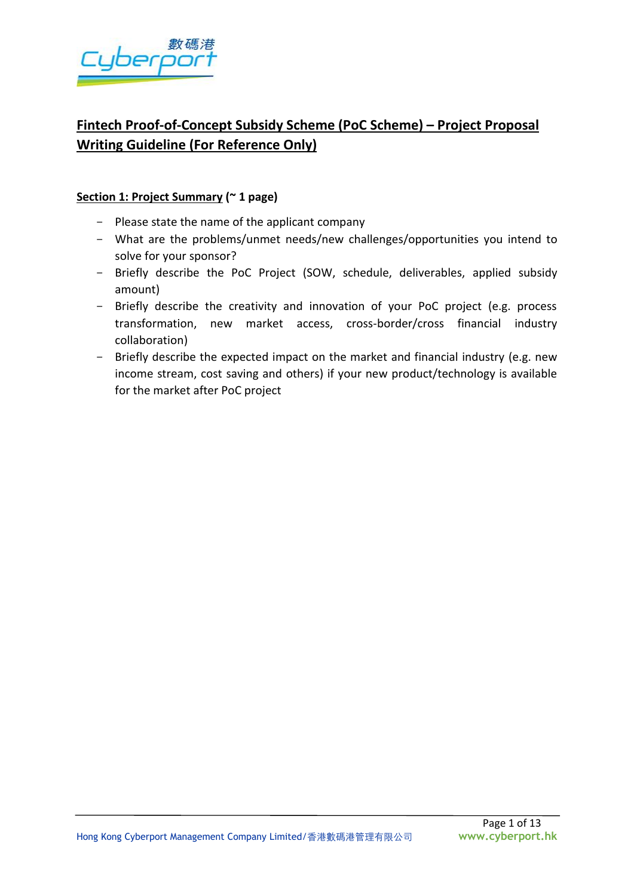# Fintech Proof-of-Concept Subsidy Scheme (PoC Scheme) – Project Proposal Writing Guideline (For Reference Only)

## Section 1: Project Summary (~ 1 page)

- Please state the name of the applicant company
- What are the problems/unmet needs/new challenges/opportunities you intend to solve for your sponsor?
- Briefly describe the PoC Project (SOW, schedule, deliverables, applied subsidy amount)
- Briefly describe the creativity and innovation of your PoC project (e.g. process transformation, new market access, cross-border/cross financial industry collaboration)
- Briefly describe the expected impact on the market and financial industry (e.g. new income stream, cost saving and others) if your new product/technology is available for the market after PoC project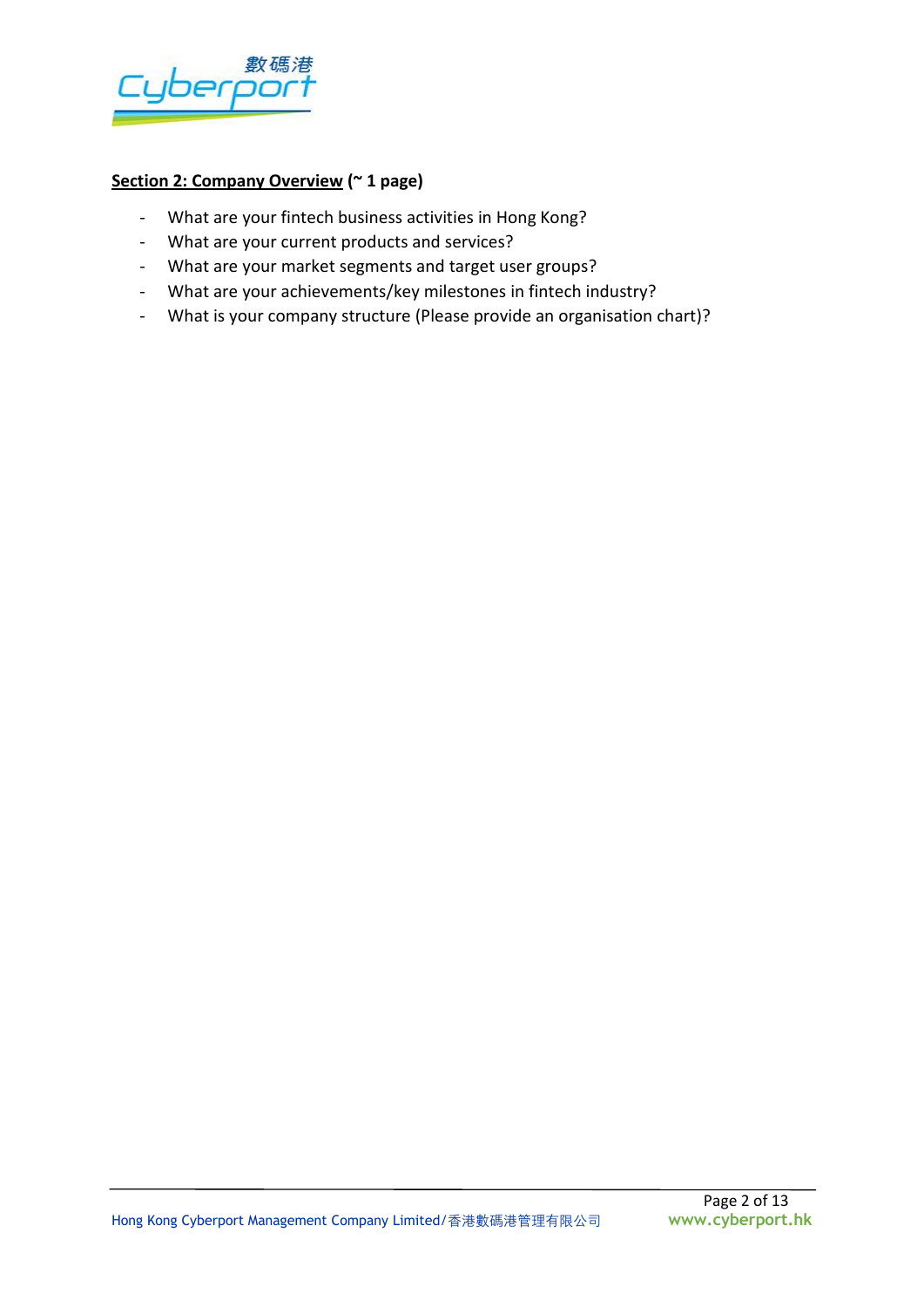**<u>Section 2: Company Overview</u> (~ 1 page)**

- What are your fintech business activities in Hong Kong?
- What are your current products and services?
- What are your market segments and target user groups?
- What are your achievements/key milestones in fintech industry?
- What is your company structure (Please provide an organisation chart)?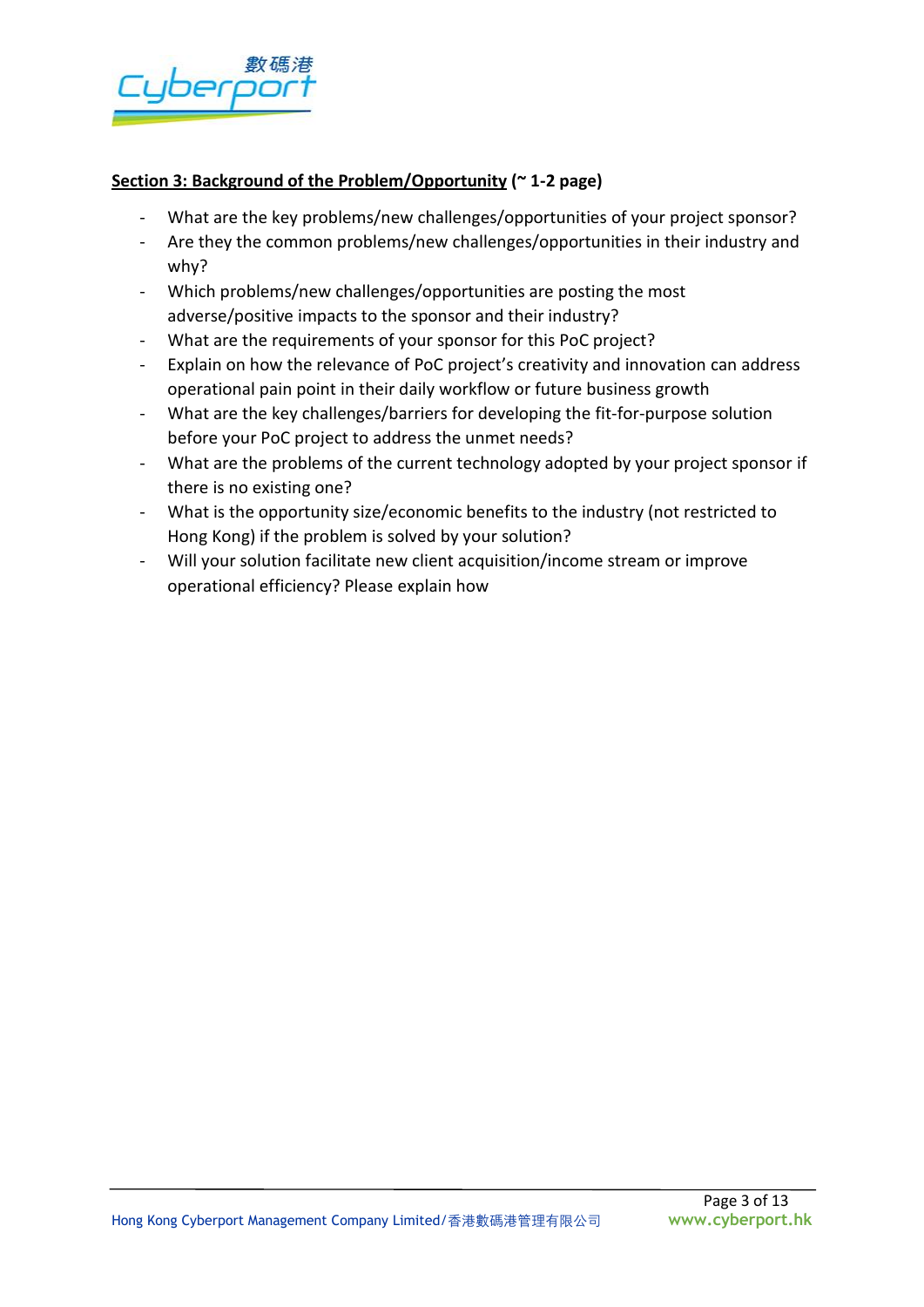**<u>Section 3: Background of the Problem/Opportunity</u> (~ 1-2 page)**

- What are the key problems/new challenges/opportunities of your project sponsor?
- Are they the common problems/new challenges/opportunities in their industry and why?
- Which problems/new challenges/opportunities are posting the most adverse/positive impacts to the sponsor and their industry?
- What are the requirements of your sponsor for this PoC project?
- Explain on how the relevance of PoC project's creativity and innovation can address operational pain point in their daily workflow or future business growth
- What are the key challenges/barriers for developing the fit-for-purpose solution before your PoC project to address the unmet needs?
- What are the problems of the current technology adopted by your project sponsor if there is no existing one?
- What is the opportunity size/economic benefits to the industry (not restricted to Hong Kong) if the problem is solved by your solution?
- Will your solution facilitate new client acquisition/income stream or improve operational efficiency? Please explain how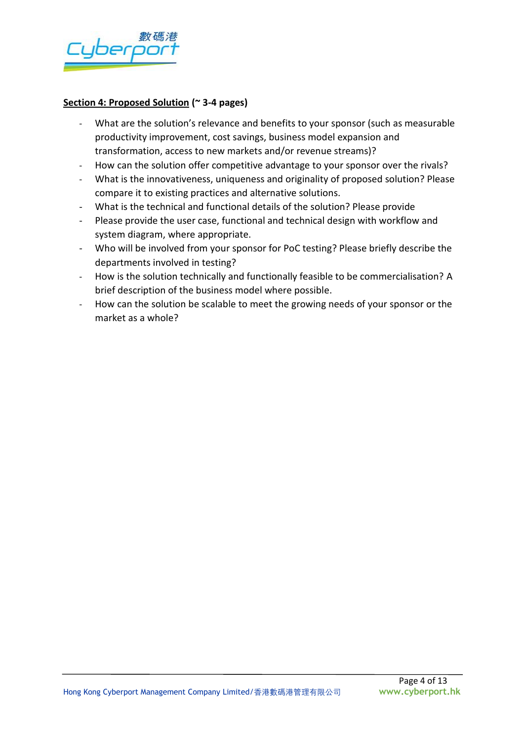**<u>Section 4: Proposed Solution</u> (~ 3-4 pages)**

- What are the solution's relevance and benefits to your sponsor (such as measurable productivity improvement, cost savings, business model expansion and transformation, access to new markets and/or revenue streams)?
- How can the solution offer competitive advantage to your sponsor over the rivals?
- What is the innovativeness, uniqueness and originality of proposed solution? Please compare it to existing practices and alternative solutions.
- What is the technical and functional details of the solution? Please provide
- Please provide the user case, functional and technical design with workflow and system diagram, where appropriate.
- Who will be involved from your sponsor for PoC testing? Please briefly describe the departments involved in testing?
- How is the solution technically and functionally feasible to be commercialisation? A brief description of the business model where possible.
- How can the solution be scalable to meet the growing needs of your sponsor or the market as a whole?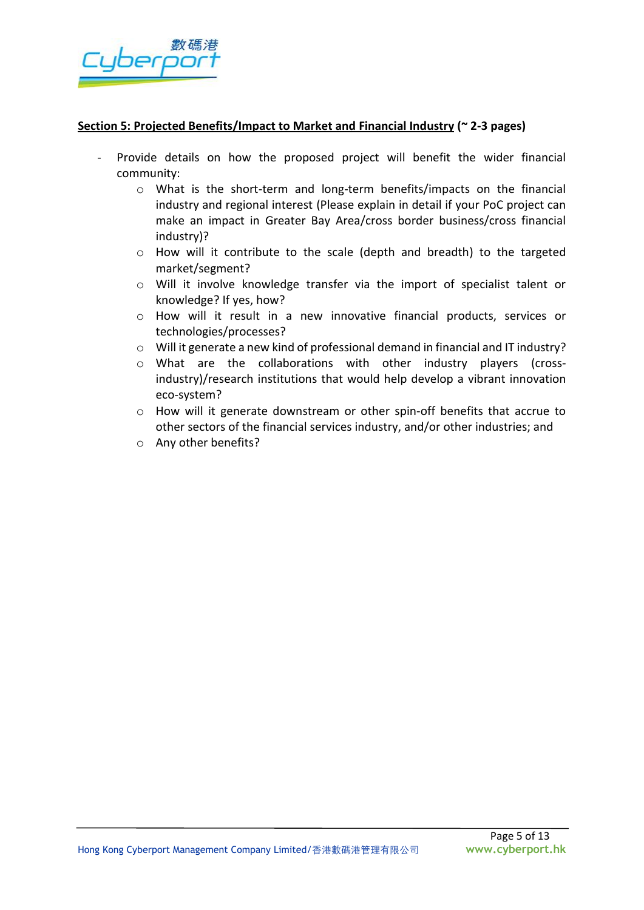**<u>Section 5: Projected Benefits/Impact to Market and Financial Industry</u> (~ 2-3 pages)**

- Provide details on how the proposed project will benefit the wider financial community:
  - What is the short-term and long-term benefits/impacts on the financial industry and regional interest (Please explain in detail if your PoC project can make an impact in Greater Bay Area/cross border business/cross financial industry)?
  - How will it contribute to the scale (depth and breadth) to the targeted market/segment?
  - Will it involve knowledge transfer via the import of specialist talent or knowledge? If yes, how?
  - How will it result in a new innovative financial products, services or technologies/processes?
  - Will it generate a new kind of professional demand in financial and IT industry?
  - What are the collaborations with other industry players (cross-industry)/research institutions that would help develop a vibrant innovation eco-system?
  - How will it generate downstream or other spin-off benefits that accrue to other sectors of the financial services industry, and/or other industries; and
  - Any other benefits?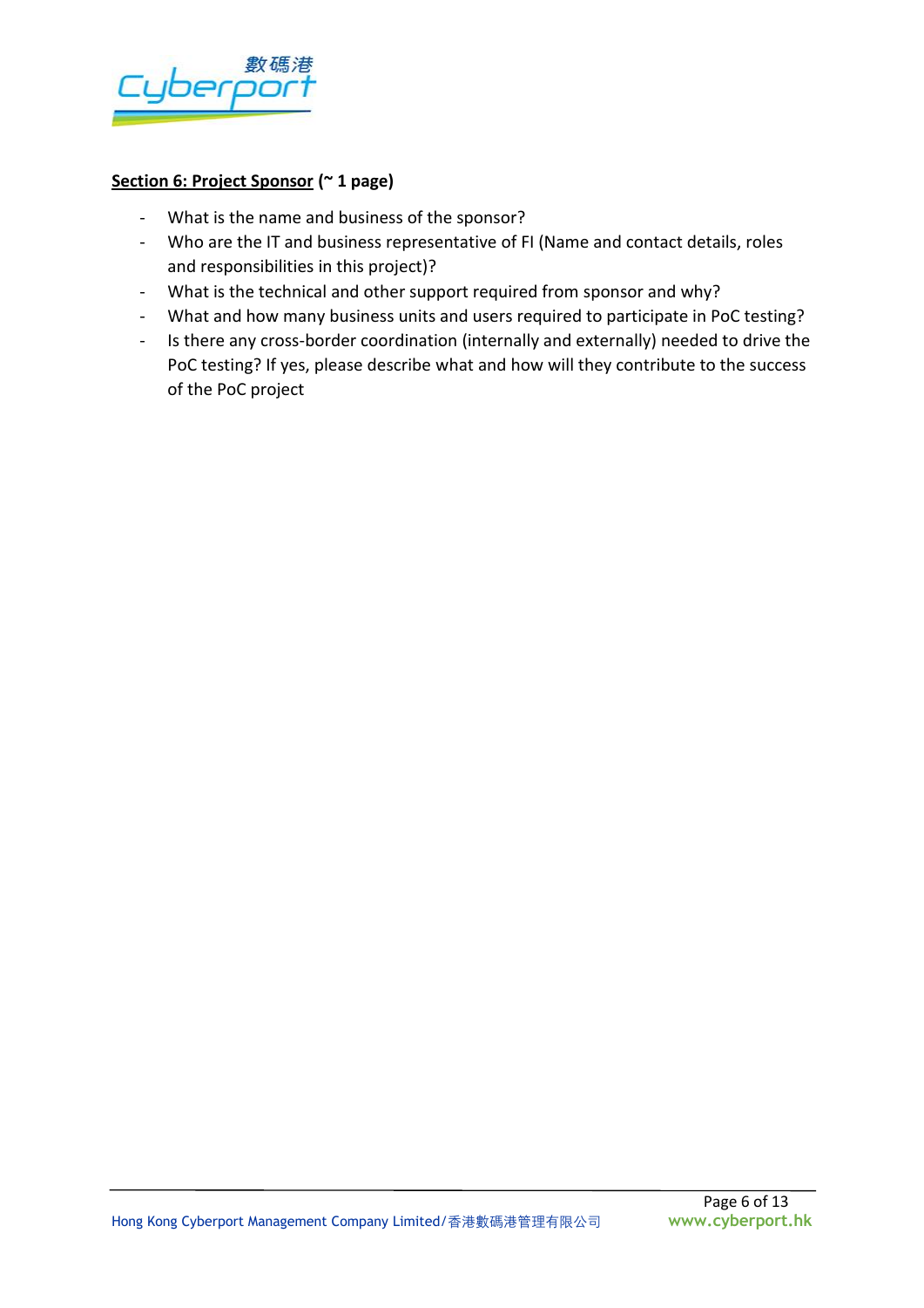**<u>Section 6: Project Sponsor</u> (~ 1 page)**

- What is the name and business of the sponsor?
- Who are the IT and business representative of FI (Name and contact details, roles and responsibilities in this project)?
- What is the technical and other support required from sponsor and why?
- What and how many business units and users required to participate in PoC testing?
- Is there any cross-border coordination (internally and externally) needed to drive the PoC testing? If yes, please describe what and how will they contribute to the success of the PoC project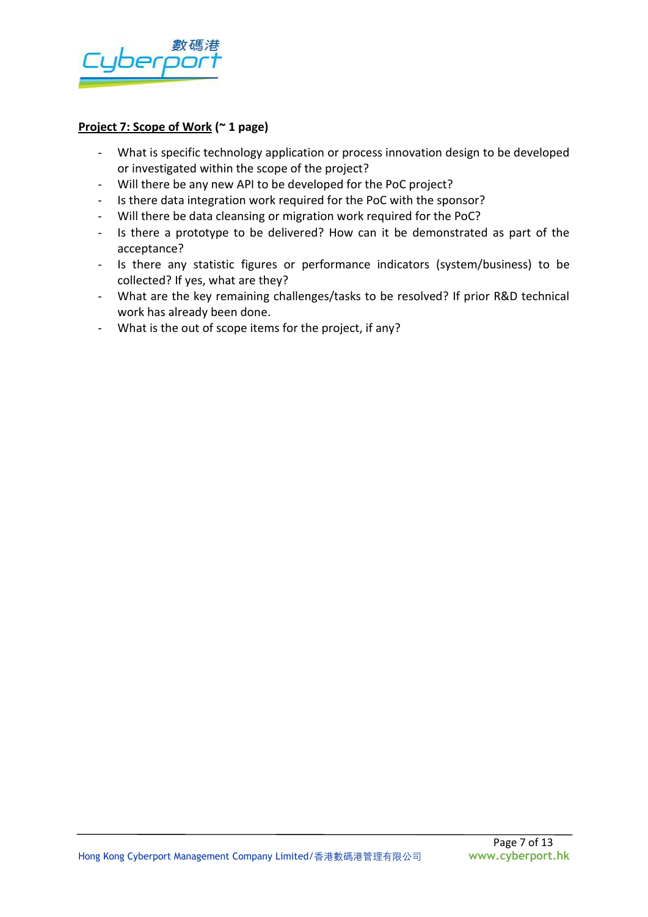**<u>Project 7: Scope of Work</u> (~ 1 page)**

- What is specific technology application or process innovation design to be developed or investigated within the scope of the project?
- Will there be any new API to be developed for the PoC project?
- Is there data integration work required for the PoC with the sponsor?
- Will there be data cleansing or migration work required for the PoC?
- Is there a prototype to be delivered? How can it be demonstrated as part of the acceptance?
- Is there any statistic figures or performance indicators (system/business) to be collected? If yes, what are they?
- What are the key remaining challenges/tasks to be resolved? If prior R&D technical work has already been done.
- What is the out of scope items for the project, if any?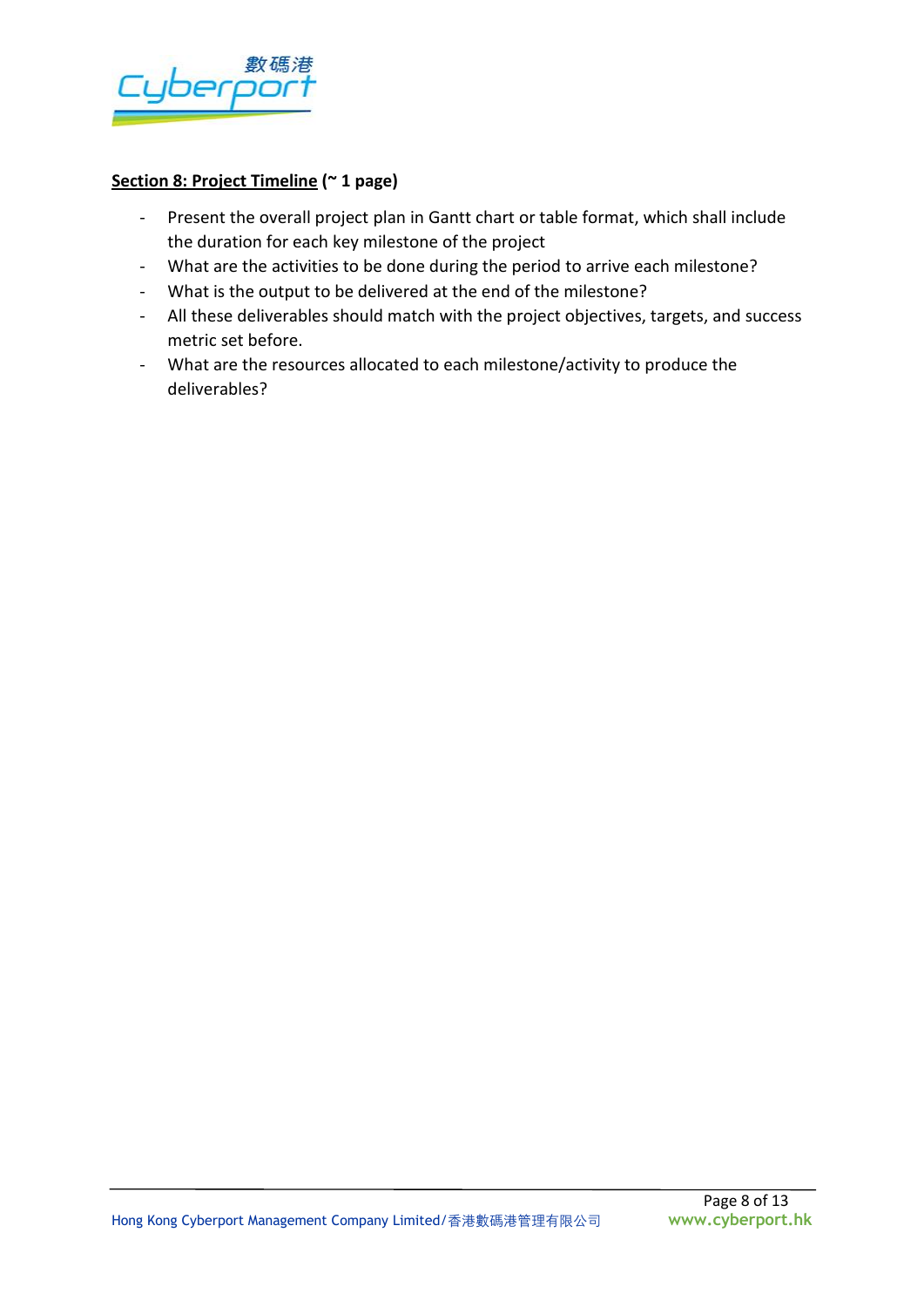**<u>Section 8: Project Timeline</u> (~ 1 page)**

- Present the overall project plan in Gantt chart or table format, which shall include the duration for each key milestone of the project
- What are the activities to be done during the period to arrive each milestone?
- What is the output to be delivered at the end of the milestone?
- All these deliverables should match with the project objectives, targets, and success metric set before.
- What are the resources allocated to each milestone/activity to produce the deliverables?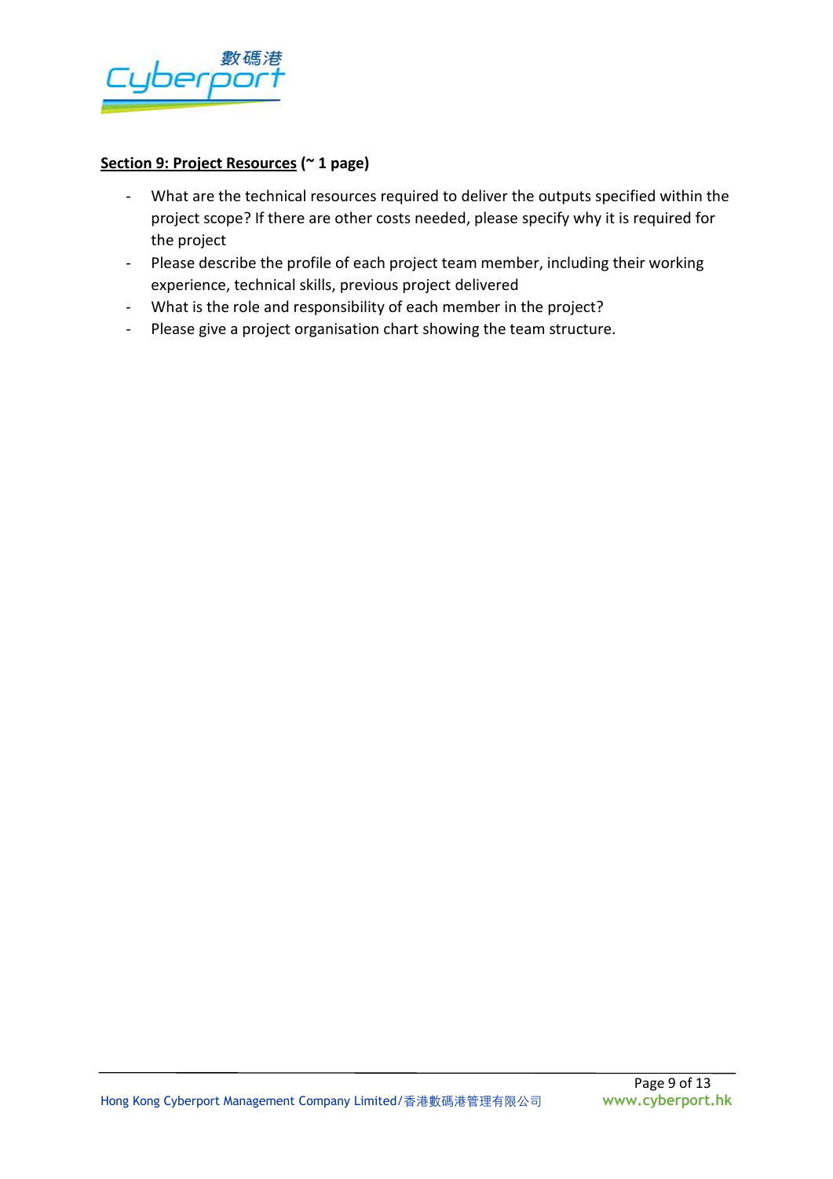**<u>Section 9: Project Resources</u> (~ 1 page)**

- What are the technical resources required to deliver the outputs specified within the project scope? If there are other costs needed, please specify why it is required for the project
- Please describe the profile of each project team member, including their working experience, technical skills, previous project delivered
- What is the role and responsibility of each member in the project?
- Please give a project organisation chart showing the team structure.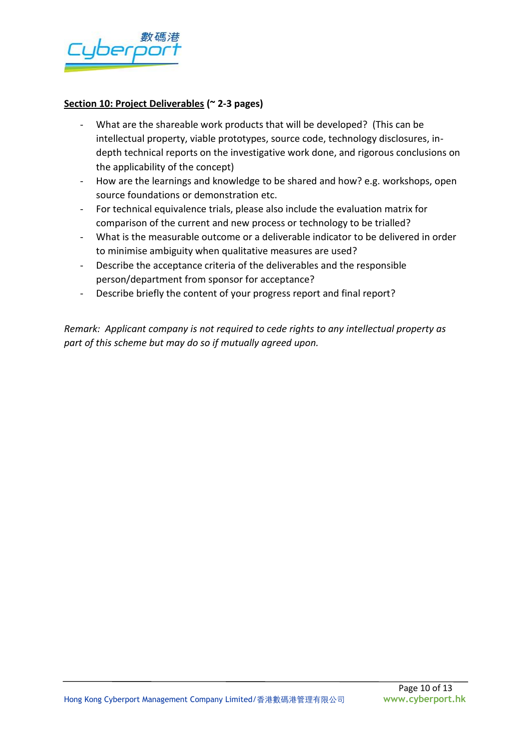**<u>Section 10: Project Deliverables</u> (~ 2-3 pages)**

- What are the shareable work products that will be developed? (This can be intellectual property, viable prototypes, source code, technology disclosures, in-depth technical reports on the investigative work done, and rigorous conclusions on the applicability of the concept)
- How are the learnings and knowledge to be shared and how? e.g. workshops, open source foundations or demonstration etc.
- For technical equivalence trials, please also include the evaluation matrix for comparison of the current and new process or technology to be trialled?
- What is the measurable outcome or a deliverable indicator to be delivered in order to minimise ambiguity when qualitative measures are used?
- Describe the acceptance criteria of the deliverables and the responsible person/department from sponsor for acceptance?
- Describe briefly the content of your progress report and final report?

*Remark: Applicant company is not required to cede rights to any intellectual property as part of this scheme but may do so if mutually agreed upon.*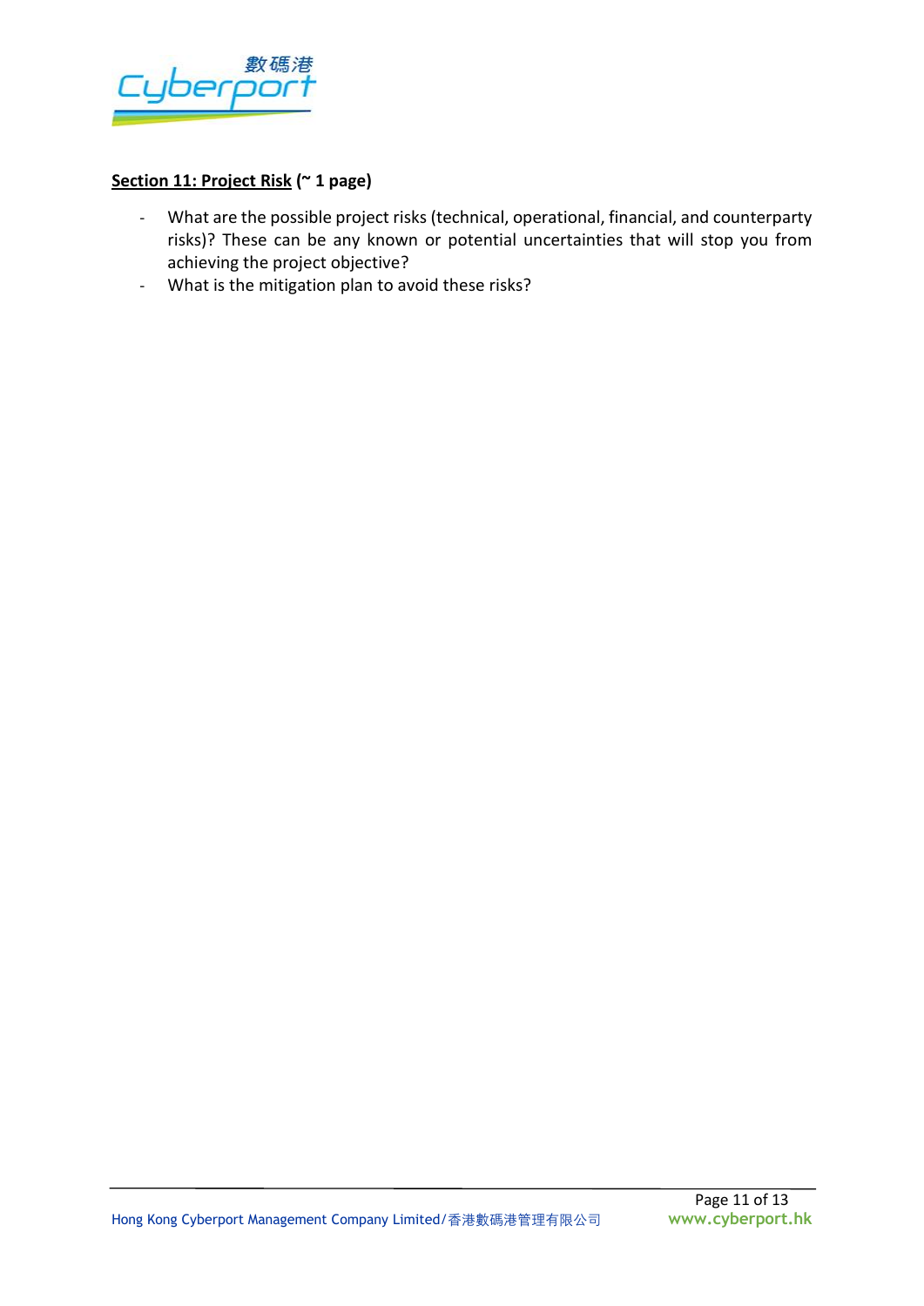**<u>Section 11: Project Risk</u> (~ 1 page)**

- What are the possible project risks (technical, operational, financial, and counterparty risks)? These can be any known or potential uncertainties that will stop you from achieving the project objective?
- What is the mitigation plan to avoid these risks?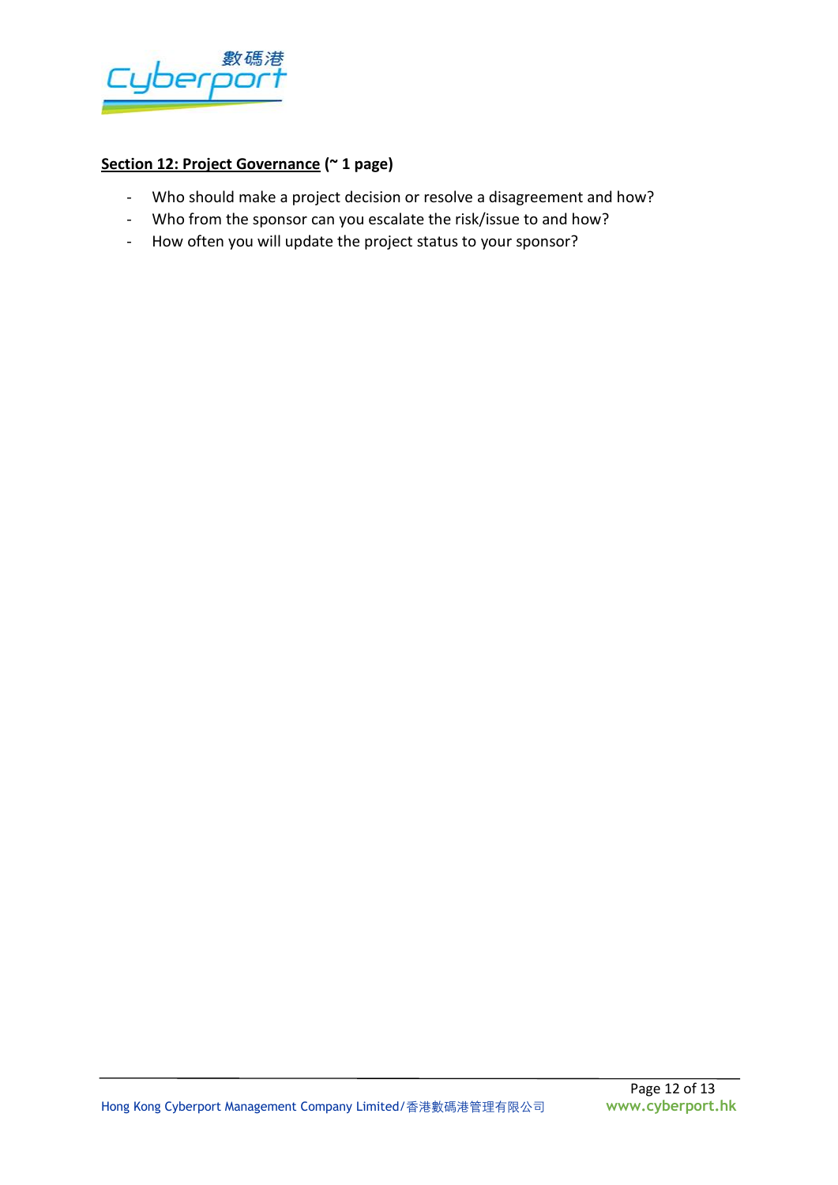**<u>Section 12: Project Governance</u> (~ 1 page)**

- Who should make a project decision or resolve a disagreement and how?
- Who from the sponsor can you escalate the risk/issue to and how?
- How often you will update the project status to your sponsor?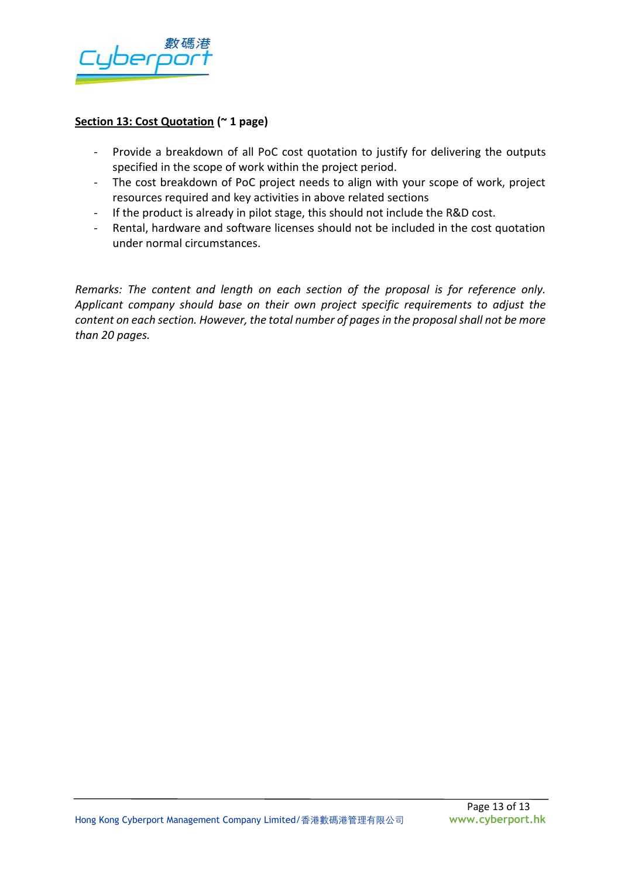**<u>Section 13: Cost Quotation</u> (~ 1 page)**

- Provide a breakdown of all PoC cost quotation to justify for delivering the outputs specified in the scope of work within the project period.
- The cost breakdown of PoC project needs to align with your scope of work, project resources required and key activities in above related sections
- If the product is already in pilot stage, this should not include the R&D cost.
- Rental, hardware and software licenses should not be included in the cost quotation under normal circumstances.

*Remarks: The content and length on each section of the proposal is for reference only. Applicant company should base on their own project specific requirements to adjust the content on each section. However, the total number of pages in the proposal shall not be more than 20 pages.*